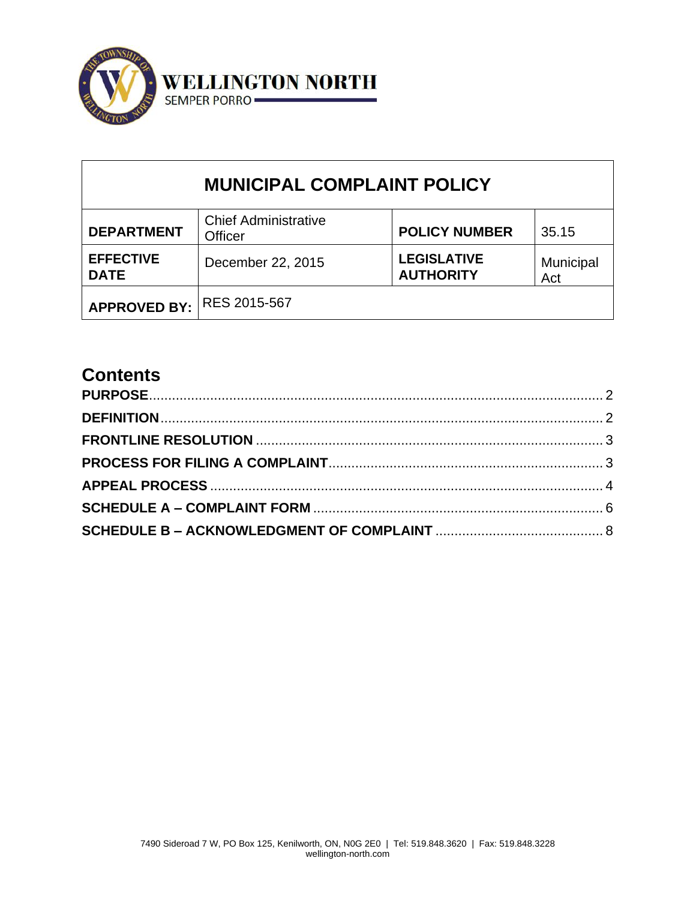WELLINGTON NORTH

SEMPER PORRO

| MUNICIPAL COMPLAINT POLICY | | | |
|---|---|---|---|
| **DEPARTMENT** | Chief Administrative Officer | **POLICY NUMBER** | 35.15 |
| **EFFECTIVE DATE** | December 22, 2015 | **LEGISLATIVE AUTHORITY** | Municipal Act |
| **APPROVED BY:** | RES 2015-567 | | |

## Contents

**PURPOSE** .......... 2

**DEFINITION** .......... 2

**FRONTLINE RESOLUTION** .......... 3

**PROCESS FOR FILING A COMPLAINT** .......... 3

**APPEAL PROCESS** .......... 4

**SCHEDULE A – COMPLAINT FORM** .......... 6

**SCHEDULE B – ACKNOWLEDGMENT OF COMPLAINT** .......... 8

7490 Sideroad 7 W, PO Box 125, Kenilworth, ON, N0G 2E0 | Tel: 519.848.3620 | Fax: 519.848.3228
wellington-north.com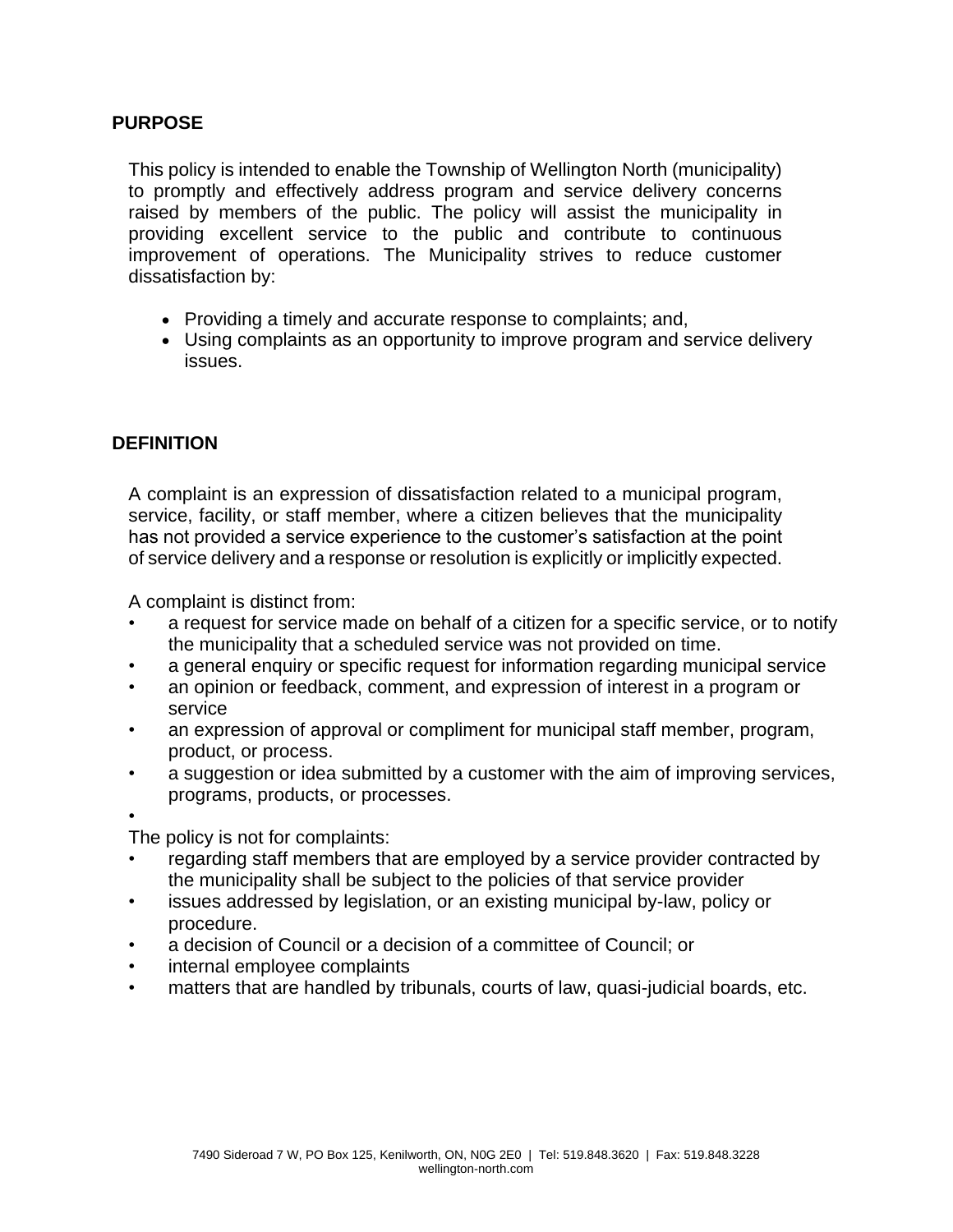## PURPOSE

This policy is intended to enable the Township of Wellington North (municipality) to promptly and effectively address program and service delivery concerns raised by members of the public. The policy will assist the municipality in providing excellent service to the public and contribute to continuous improvement of operations. The Municipality strives to reduce customer dissatisfaction by:

- Providing a timely and accurate response to complaints; and,
- Using complaints as an opportunity to improve program and service delivery issues.

## DEFINITION

A complaint is an expression of dissatisfaction related to a municipal program, service, facility, or staff member, where a citizen believes that the municipality has not provided a service experience to the customer's satisfaction at the point of service delivery and a response or resolution is explicitly or implicitly expected.

A complaint is distinct from:

- a request for service made on behalf of a citizen for a specific service, or to notify the municipality that a scheduled service was not provided on time.
- a general enquiry or specific request for information regarding municipal service
- an opinion or feedback, comment, and expression of interest in a program or service
- an expression of approval or compliment for municipal staff member, program, product, or process.
- a suggestion or idea submitted by a customer with the aim of improving services, programs, products, or processes.

The policy is not for complaints:

- regarding staff members that are employed by a service provider contracted by the municipality shall be subject to the policies of that service provider
- issues addressed by legislation, or an existing municipal by-law, policy or procedure.
- a decision of Council or a decision of a committee of Council; or
- internal employee complaints
- matters that are handled by tribunals, courts of law, quasi-judicial boards, etc.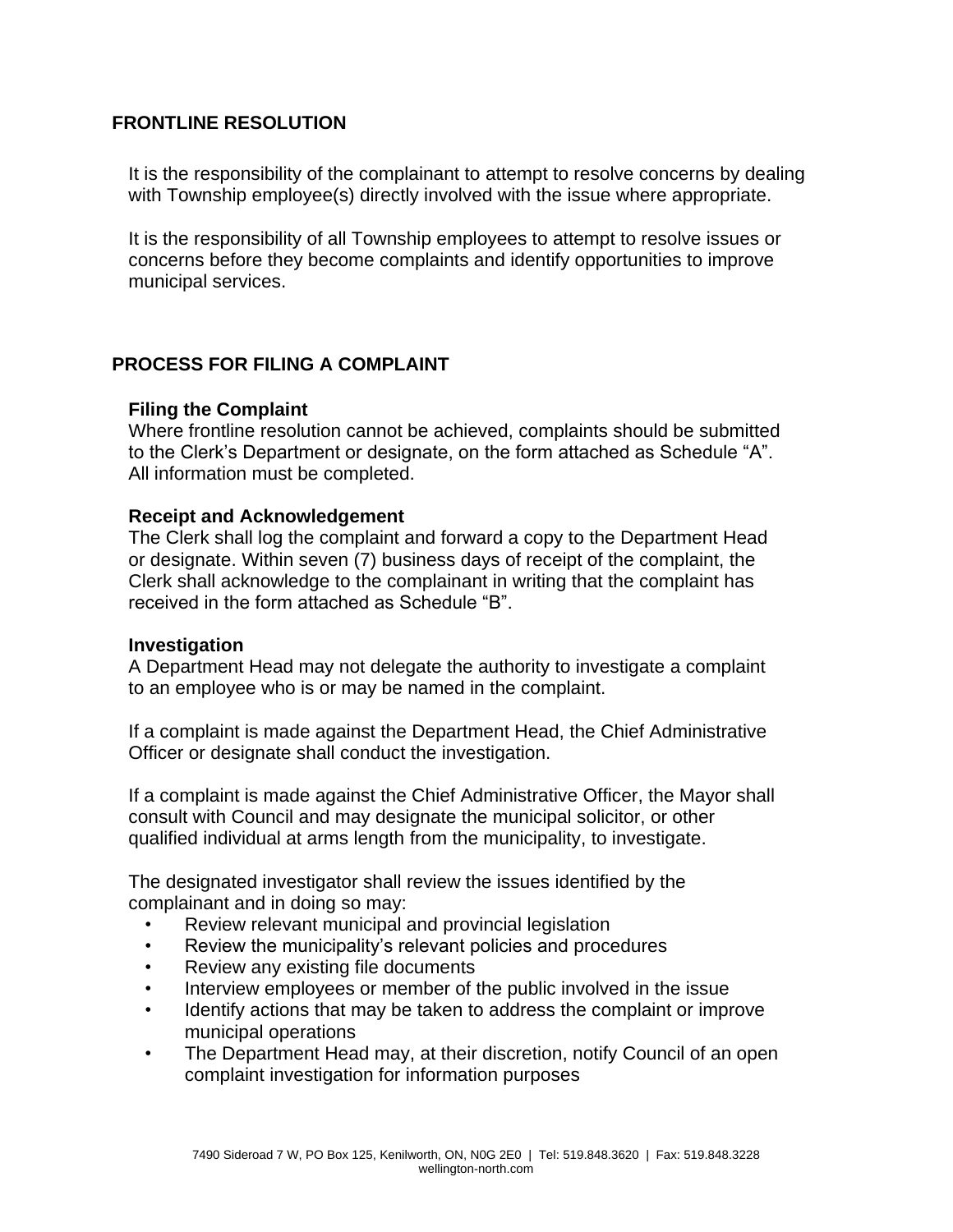## FRONTLINE RESOLUTION

It is the responsibility of the complainant to attempt to resolve concerns by dealing with Township employee(s) directly involved with the issue where appropriate.

It is the responsibility of all Township employees to attempt to resolve issues or concerns before they become complaints and identify opportunities to improve municipal services.

## PROCESS FOR FILING A COMPLAINT

**Filing the Complaint**
Where frontline resolution cannot be achieved, complaints should be submitted to the Clerk's Department or designate, on the form attached as Schedule "A". All information must be completed.

**Receipt and Acknowledgement**
The Clerk shall log the complaint and forward a copy to the Department Head or designate. Within seven (7) business days of receipt of the complaint, the Clerk shall acknowledge to the complainant in writing that the complaint has received in the form attached as Schedule "B".

**Investigation**
A Department Head may not delegate the authority to investigate a complaint to an employee who is or may be named in the complaint.

If a complaint is made against the Department Head, the Chief Administrative Officer or designate shall conduct the investigation.

If a complaint is made against the Chief Administrative Officer, the Mayor shall consult with Council and may designate the municipal solicitor, or other qualified individual at arms length from the municipality, to investigate.

The designated investigator shall review the issues identified by the complainant and in doing so may:

- Review relevant municipal and provincial legislation
- Review the municipality's relevant policies and procedures
- Review any existing file documents
- Interview employees or member of the public involved in the issue
- Identify actions that may be taken to address the complaint or improve municipal operations
- The Department Head may, at their discretion, notify Council of an open complaint investigation for information purposes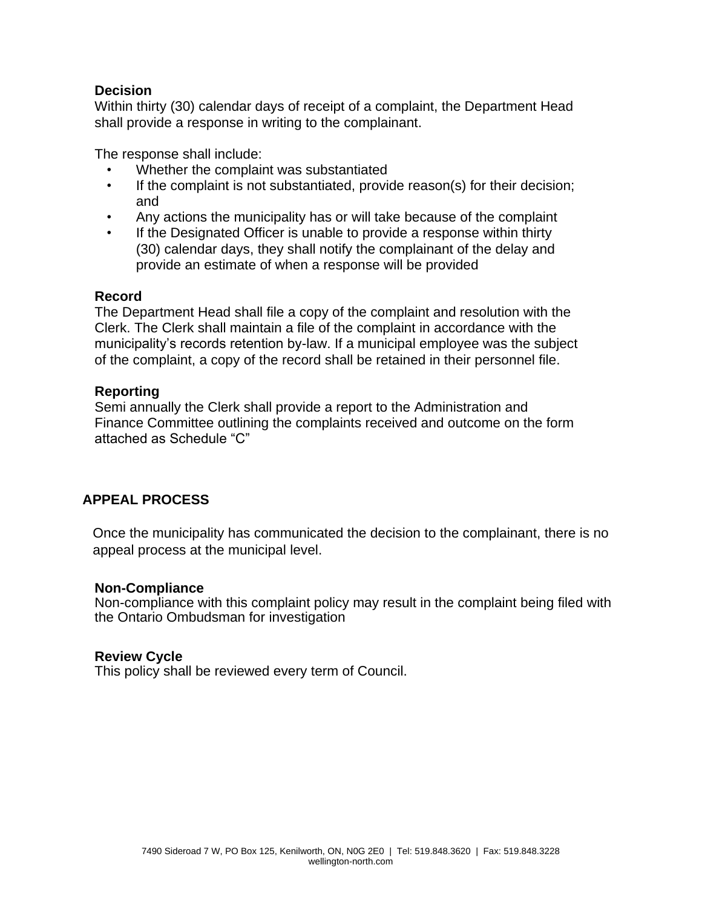**Decision**
Within thirty (30) calendar days of receipt of a complaint, the Department Head shall provide a response in writing to the complainant.

The response shall include:

- Whether the complaint was substantiated
- If the complaint is not substantiated, provide reason(s) for their decision; and
- Any actions the municipality has or will take because of the complaint
- If the Designated Officer is unable to provide a response within thirty (30) calendar days, they shall notify the complainant of the delay and provide an estimate of when a response will be provided

**Record**
The Department Head shall file a copy of the complaint and resolution with the Clerk. The Clerk shall maintain a file of the complaint in accordance with the municipality's records retention by-law. If a municipal employee was the subject of the complaint, a copy of the record shall be retained in their personnel file.

**Reporting**
Semi annually the Clerk shall provide a report to the Administration and Finance Committee outlining the complaints received and outcome on the form attached as Schedule "C"

## APPEAL PROCESS

Once the municipality has communicated the decision to the complainant, there is no appeal process at the municipal level.

**Non-Compliance**
Non-compliance with this complaint policy may result in the complaint being filed with the Ontario Ombudsman for investigation

**Review Cycle**
This policy shall be reviewed every term of Council.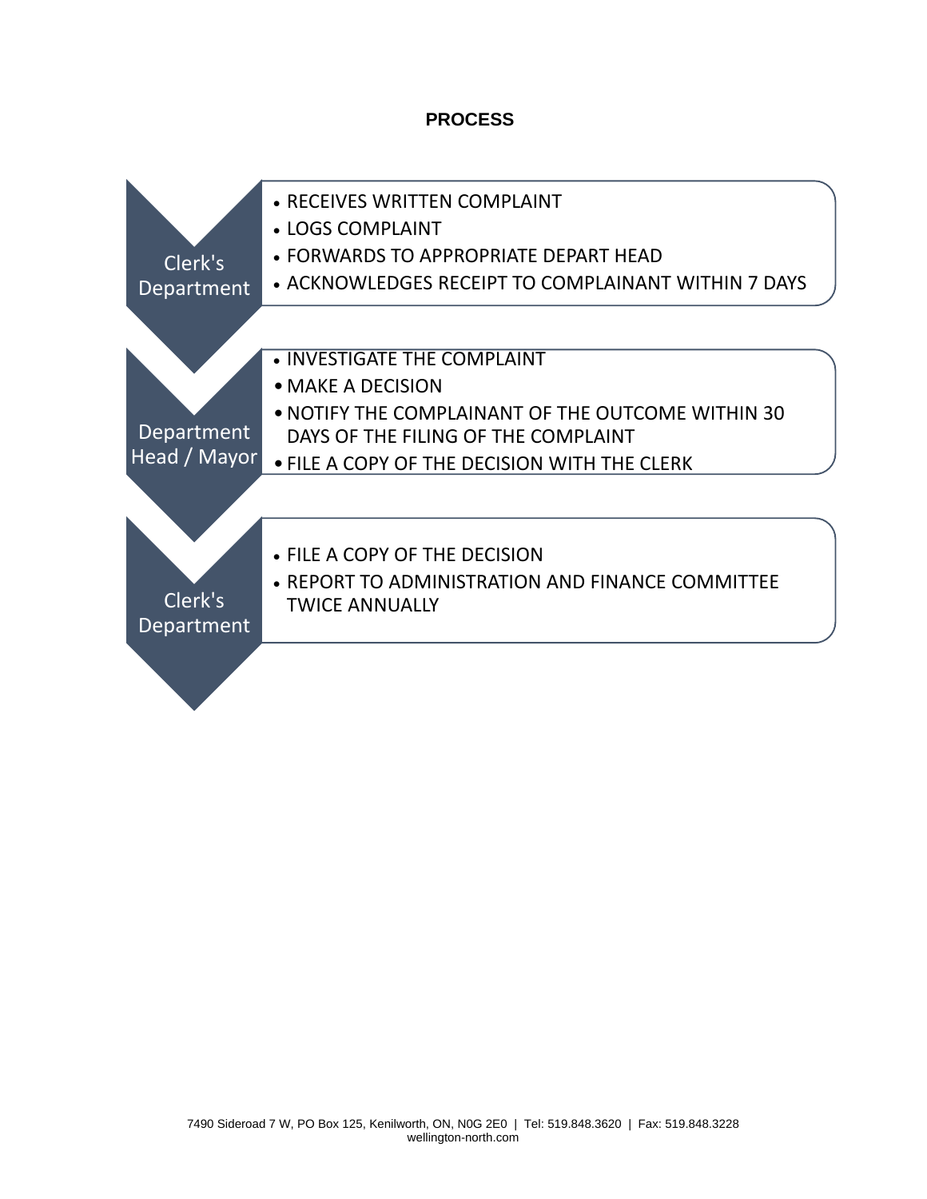## PROCESS

**Clerk's Department**

- RECEIVES WRITTEN COMPLAINT
- LOGS COMPLAINT
- FORWARDS TO APPROPRIATE DEPART HEAD
- ACKNOWLEDGES RECEIPT TO COMPLAINANT WITHIN 7 DAYS

**Department Head / Mayor**

- INVESTIGATE THE COMPLAINT
- MAKE A DECISION
- NOTIFY THE COMPLAINANT OF THE OUTCOME WITHIN 30 DAYS OF THE FILING OF THE COMPLAINT
- FILE A COPY OF THE DECISION WITH THE CLERK

**Clerk's Department**

- FILE A COPY OF THE DECISION
- REPORT TO ADMINISTRATION AND FINANCE COMMITTEE TWICE ANNUALLY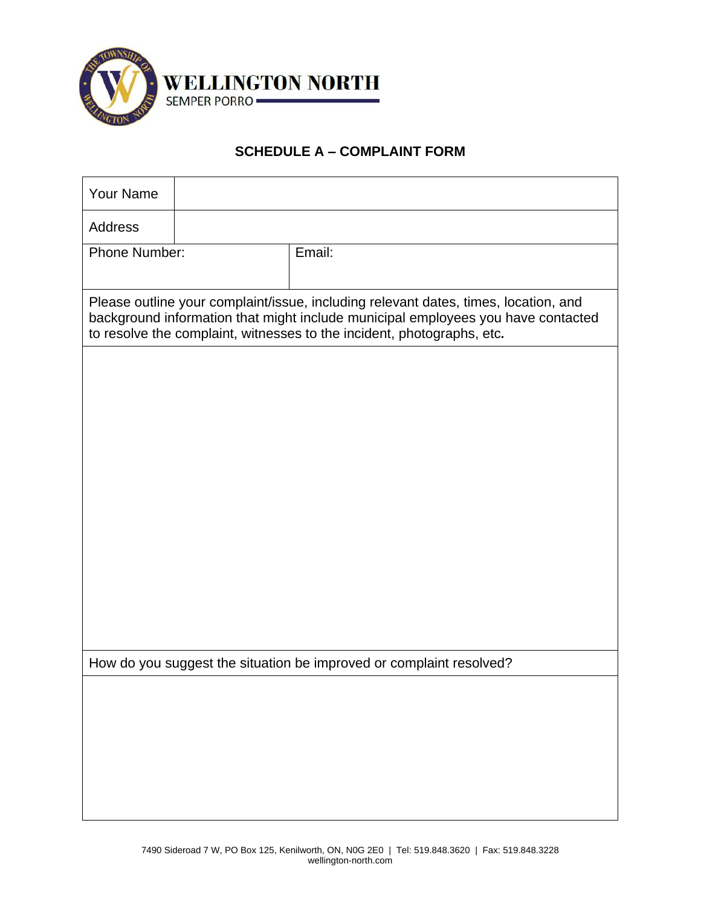WELLINGTON NORTH

SEMPER PORRO

## SCHEDULE A – COMPLAINT FORM

| Your Name | |
|---|---|
| Address | |
| Phone Number: | Email: |

| Please outline your complaint/issue, including relevant dates, times, location, and background information that might include municipal employees you have contacted to resolve the complaint, witnesses to the incident, photographs, etc. |
|---|
| |
| How do you suggest the situation be improved or complaint resolved? |
| |

7490 Sideroad 7 W, PO Box 125, Kenilworth, ON, N0G 2E0 | Tel: 519.848.3620 | Fax: 519.848.3228
wellington-north.com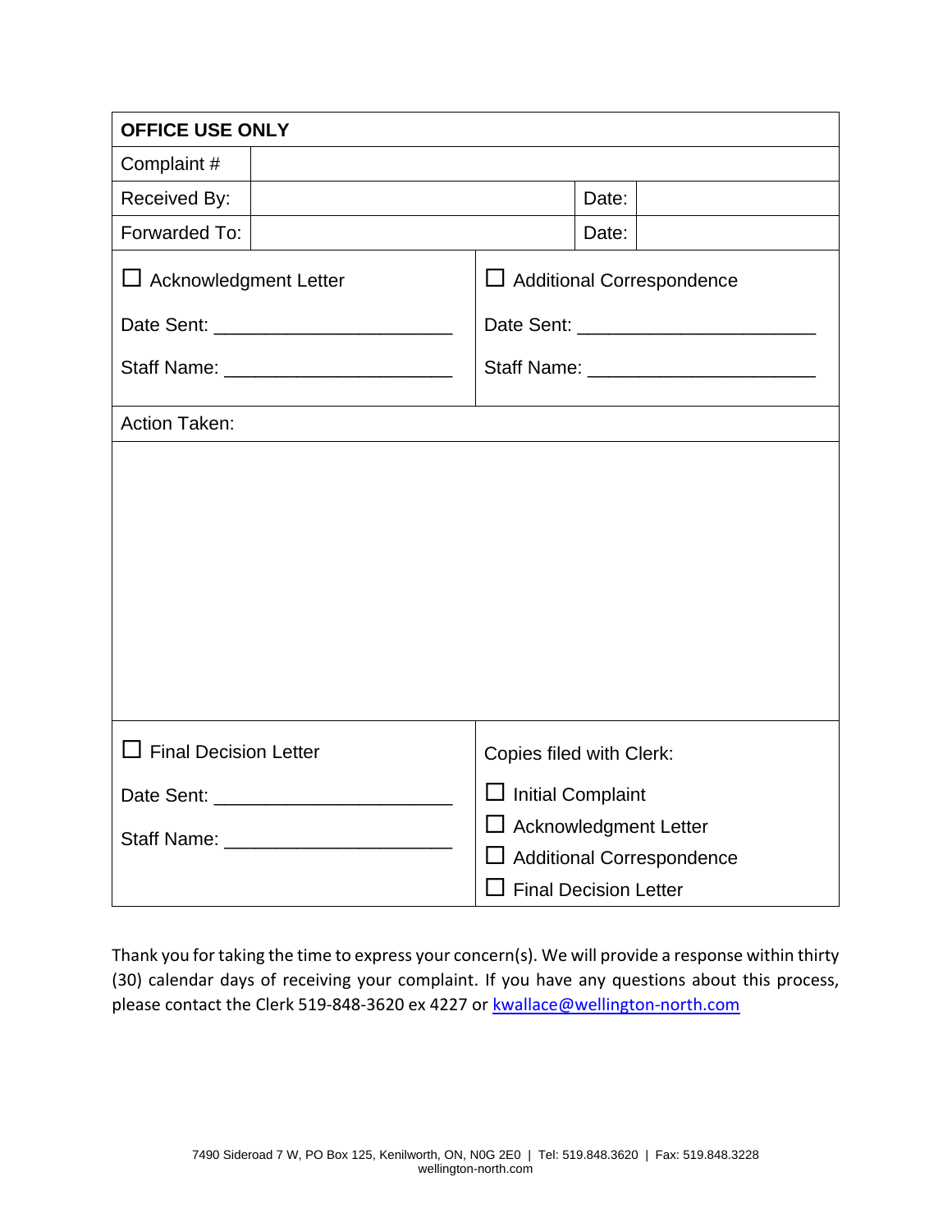| OFFICE USE ONLY | | | |
|---|---|---|---|
| Complaint # | | | |
| Received By: | | Date: | |
| Forwarded To: | | Date: | |

| ☐ Acknowledgment Letter<br>Date Sent: ______________________<br>Staff Name: ______________________ | ☐ Additional Correspondence<br>Date Sent: ______________________<br>Staff Name: ______________________ |
|---|---|
| Action Taken: | |
| | |
| ☐ Final Decision Letter<br>Date Sent: ______________________<br>Staff Name: ______________________ | Copies filed with Clerk:<br>☐ Initial Complaint<br>☐ Acknowledgment Letter<br>☐ Additional Correspondence<br>☐ Final Decision Letter |

Thank you for taking the time to express your concern(s). We will provide a response within thirty (30) calendar days of receiving your complaint. If you have any questions about this process, please contact the Clerk 519-848-3620 ex 4227 or kwallace@wellington-north.com

7490 Sideroad 7 W, PO Box 125, Kenilworth, ON, N0G 2E0 | Tel: 519.848.3620 | Fax: 519.848.3228
wellington-north.com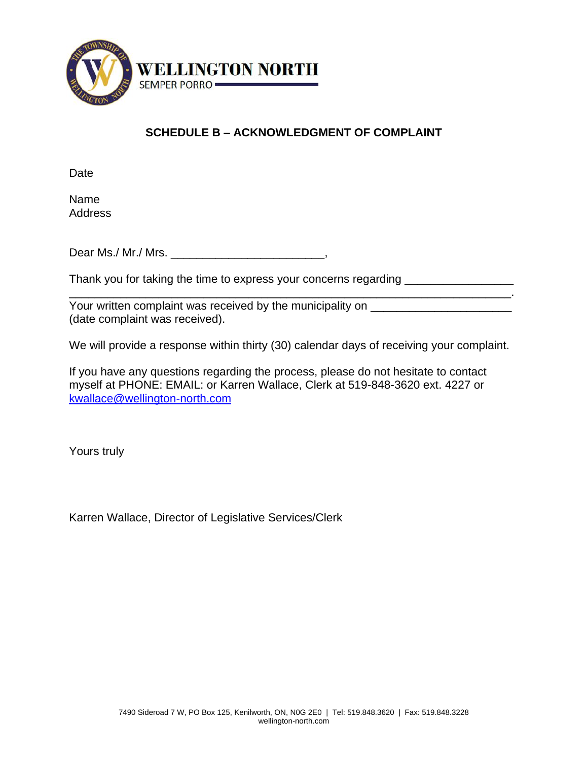WELLINGTON NORTH
SEMPER PORRO

## SCHEDULE B – ACKNOWLEDGMENT OF COMPLAINT

Date

Name
Address

Dear Ms./ Mr./ Mrs. ________________________,

Thank you for taking the time to express your concerns regarding _________________ ____________________________________________________________________.
Your written complaint was received by the municipality on ______________________ (date complaint was received).

We will provide a response within thirty (30) calendar days of receiving your complaint.

If you have any questions regarding the process, please do not hesitate to contact myself at PHONE: EMAIL: or Karren Wallace, Clerk at 519-848-3620 ext. 4227 or kwallace@wellington-north.com

Yours truly

Karren Wallace, Director of Legislative Services/Clerk

7490 Sideroad 7 W, PO Box 125, Kenilworth, ON, N0G 2E0 | Tel: 519.848.3620 | Fax: 519.848.3228
wellington-north.com